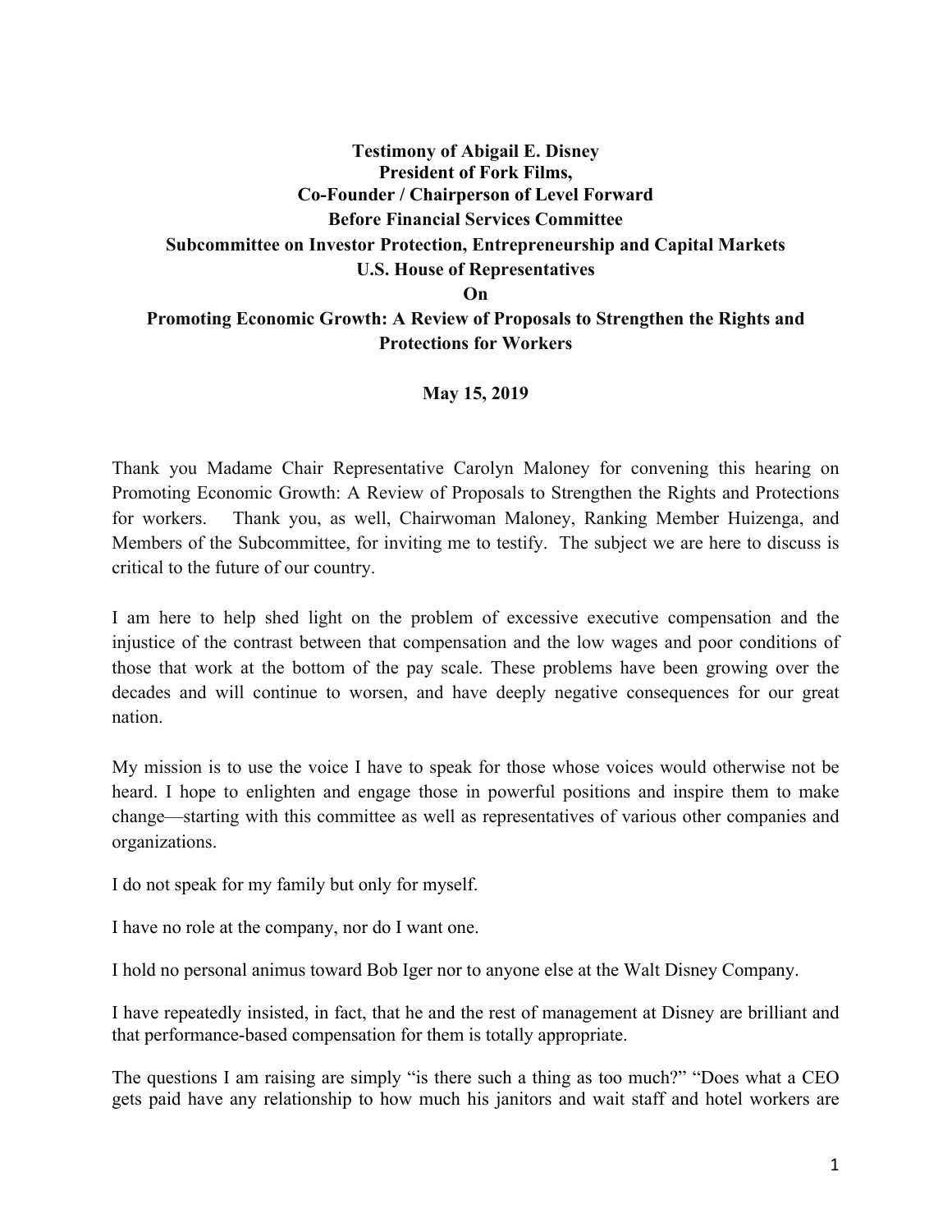**Testimony of Abigail E. Disney**
**President of Fork Films,**
**Co-Founder / Chairperson of Level Forward**
**Before Financial Services Committee**
**Subcommittee on Investor Protection, Entrepreneurship and Capital Markets**
**U.S. House of Representatives**
**On**
**Promoting Economic Growth: A Review of Proposals to Strengthen the Rights and Protections for Workers**

**May 15, 2019**

Thank you Madame Chair Representative Carolyn Maloney for convening this hearing on Promoting Economic Growth: A Review of Proposals to Strengthen the Rights and Protections for workers. Thank you, as well, Chairwoman Maloney, Ranking Member Huizenga, and Members of the Subcommittee, for inviting me to testify. The subject we are here to discuss is critical to the future of our country.

I am here to help shed light on the problem of excessive executive compensation and the injustice of the contrast between that compensation and the low wages and poor conditions of those that work at the bottom of the pay scale. These problems have been growing over the decades and will continue to worsen, and have deeply negative consequences for our great nation.

My mission is to use the voice I have to speak for those whose voices would otherwise not be heard. I hope to enlighten and engage those in powerful positions and inspire them to make change—starting with this committee as well as representatives of various other companies and organizations.

I do not speak for my family but only for myself.

I have no role at the company, nor do I want one.

I hold no personal animus toward Bob Iger nor to anyone else at the Walt Disney Company.

I have repeatedly insisted, in fact, that he and the rest of management at Disney are brilliant and that performance-based compensation for them is totally appropriate.

The questions I am raising are simply "is there such a thing as too much?" "Does what a CEO gets paid have any relationship to how much his janitors and wait staff and hotel workers are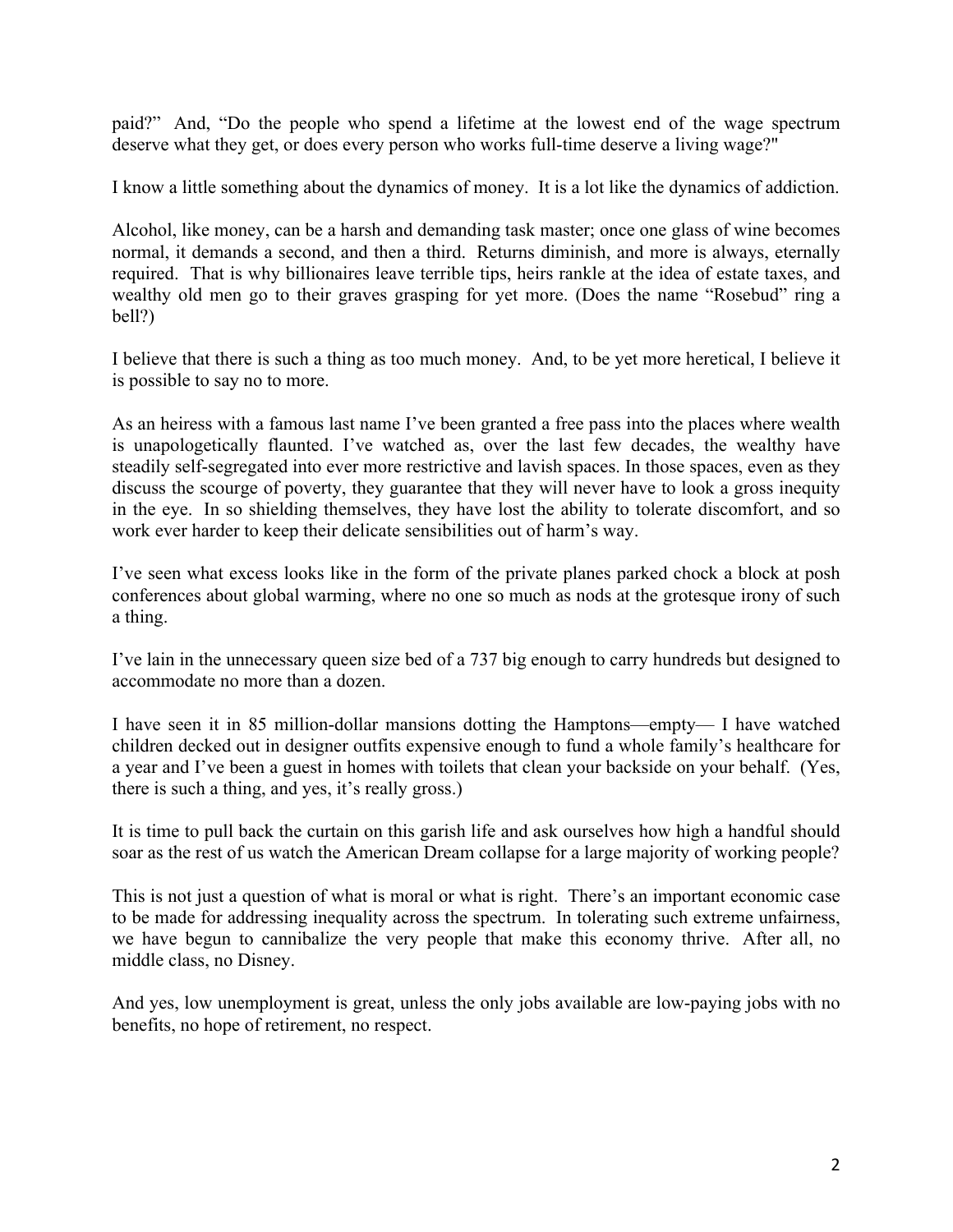paid?" And, "Do the people who spend a lifetime at the lowest end of the wage spectrum deserve what they get, or does every person who works full-time deserve a living wage?"

I know a little something about the dynamics of money. It is a lot like the dynamics of addiction.

Alcohol, like money, can be a harsh and demanding task master; once one glass of wine becomes normal, it demands a second, and then a third. Returns diminish, and more is always, eternally required. That is why billionaires leave terrible tips, heirs rankle at the idea of estate taxes, and wealthy old men go to their graves grasping for yet more. (Does the name "Rosebud" ring a bell?)

I believe that there is such a thing as too much money. And, to be yet more heretical, I believe it is possible to say no to more.

As an heiress with a famous last name I've been granted a free pass into the places where wealth is unapologetically flaunted. I've watched as, over the last few decades, the wealthy have steadily self-segregated into ever more restrictive and lavish spaces. In those spaces, even as they discuss the scourge of poverty, they guarantee that they will never have to look a gross inequity in the eye. In so shielding themselves, they have lost the ability to tolerate discomfort, and so work ever harder to keep their delicate sensibilities out of harm's way.

I've seen what excess looks like in the form of the private planes parked chock a block at posh conferences about global warming, where no one so much as nods at the grotesque irony of such a thing.

I've lain in the unnecessary queen size bed of a 737 big enough to carry hundreds but designed to accommodate no more than a dozen.

I have seen it in 85 million-dollar mansions dotting the Hamptons—empty— I have watched children decked out in designer outfits expensive enough to fund a whole family's healthcare for a year and I've been a guest in homes with toilets that clean your backside on your behalf. (Yes, there is such a thing, and yes, it's really gross.)

It is time to pull back the curtain on this garish life and ask ourselves how high a handful should soar as the rest of us watch the American Dream collapse for a large majority of working people?

This is not just a question of what is moral or what is right. There's an important economic case to be made for addressing inequality across the spectrum. In tolerating such extreme unfairness, we have begun to cannibalize the very people that make this economy thrive. After all, no middle class, no Disney.

And yes, low unemployment is great, unless the only jobs available are low-paying jobs with no benefits, no hope of retirement, no respect.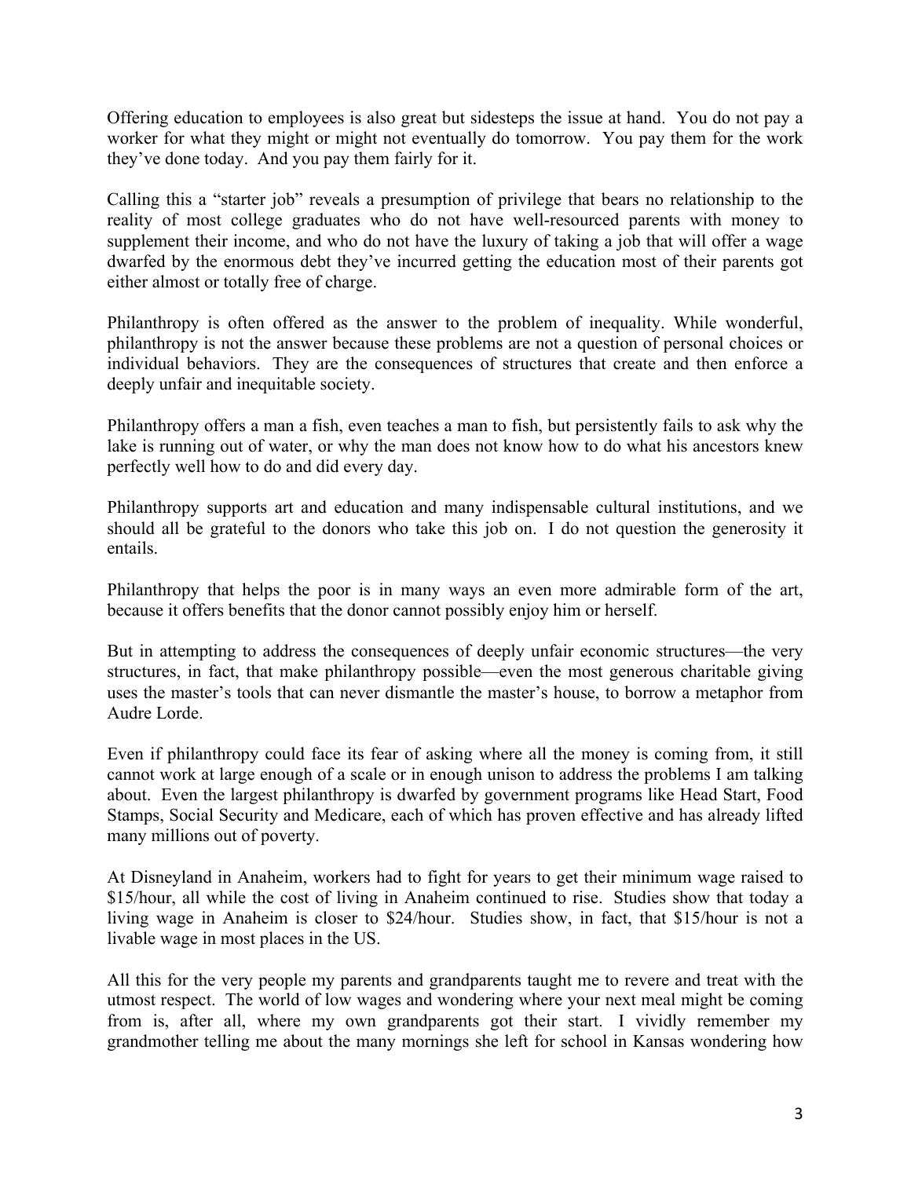Offering education to employees is also great but sidesteps the issue at hand. You do not pay a worker for what they might or might not eventually do tomorrow. You pay them for the work they've done today. And you pay them fairly for it.

Calling this a "starter job" reveals a presumption of privilege that bears no relationship to the reality of most college graduates who do not have well-resourced parents with money to supplement their income, and who do not have the luxury of taking a job that will offer a wage dwarfed by the enormous debt they've incurred getting the education most of their parents got either almost or totally free of charge.

Philanthropy is often offered as the answer to the problem of inequality. While wonderful, philanthropy is not the answer because these problems are not a question of personal choices or individual behaviors. They are the consequences of structures that create and then enforce a deeply unfair and inequitable society.

Philanthropy offers a man a fish, even teaches a man to fish, but persistently fails to ask why the lake is running out of water, or why the man does not know how to do what his ancestors knew perfectly well how to do and did every day.

Philanthropy supports art and education and many indispensable cultural institutions, and we should all be grateful to the donors who take this job on. I do not question the generosity it entails.

Philanthropy that helps the poor is in many ways an even more admirable form of the art, because it offers benefits that the donor cannot possibly enjoy him or herself.

But in attempting to address the consequences of deeply unfair economic structures—the very structures, in fact, that make philanthropy possible—even the most generous charitable giving uses the master's tools that can never dismantle the master's house, to borrow a metaphor from Audre Lorde.

Even if philanthropy could face its fear of asking where all the money is coming from, it still cannot work at large enough of a scale or in enough unison to address the problems I am talking about. Even the largest philanthropy is dwarfed by government programs like Head Start, Food Stamps, Social Security and Medicare, each of which has proven effective and has already lifted many millions out of poverty.

At Disneyland in Anaheim, workers had to fight for years to get their minimum wage raised to $15/hour, all while the cost of living in Anaheim continued to rise. Studies show that today a living wage in Anaheim is closer to $24/hour. Studies show, in fact, that $15/hour is not a livable wage in most places in the US.

All this for the very people my parents and grandparents taught me to revere and treat with the utmost respect. The world of low wages and wondering where your next meal might be coming from is, after all, where my own grandparents got their start. I vividly remember my grandmother telling me about the many mornings she left for school in Kansas wondering how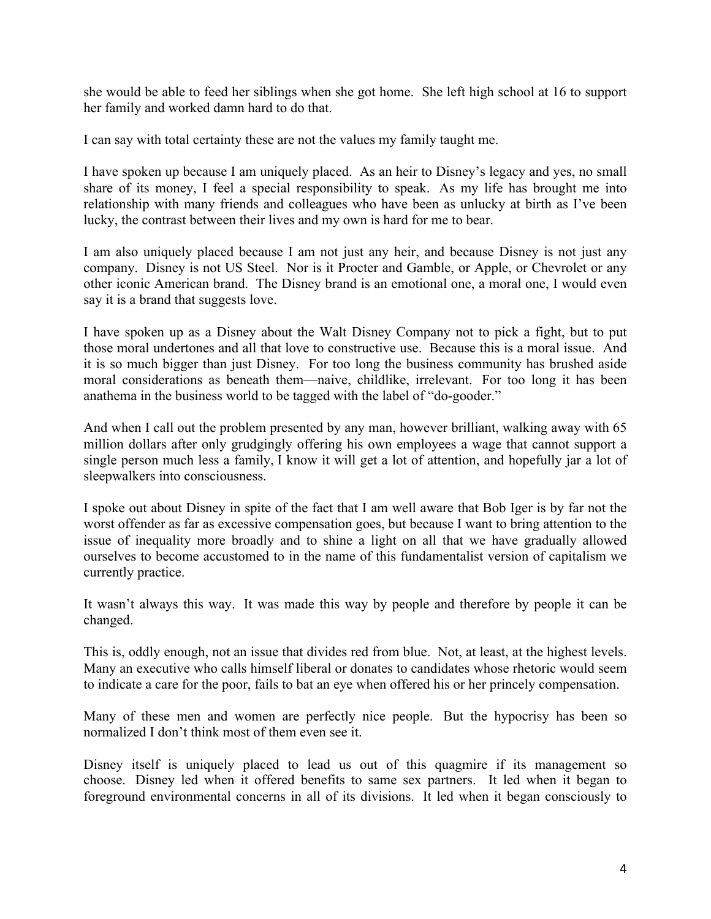she would be able to feed her siblings when she got home. She left high school at 16 to support her family and worked damn hard to do that.

I can say with total certainty these are not the values my family taught me.

I have spoken up because I am uniquely placed. As an heir to Disney's legacy and yes, no small share of its money, I feel a special responsibility to speak. As my life has brought me into relationship with many friends and colleagues who have been as unlucky at birth as I've been lucky, the contrast between their lives and my own is hard for me to bear.

I am also uniquely placed because I am not just any heir, and because Disney is not just any company. Disney is not US Steel. Nor is it Procter and Gamble, or Apple, or Chevrolet or any other iconic American brand. The Disney brand is an emotional one, a moral one, I would even say it is a brand that suggests love.

I have spoken up as a Disney about the Walt Disney Company not to pick a fight, but to put those moral undertones and all that love to constructive use. Because this is a moral issue. And it is so much bigger than just Disney. For too long the business community has brushed aside moral considerations as beneath them—naive, childlike, irrelevant. For too long it has been anathema in the business world to be tagged with the label of "do-gooder."

And when I call out the problem presented by any man, however brilliant, walking away with 65 million dollars after only grudgingly offering his own employees a wage that cannot support a single person much less a family, I know it will get a lot of attention, and hopefully jar a lot of sleepwalkers into consciousness.

I spoke out about Disney in spite of the fact that I am well aware that Bob Iger is by far not the worst offender as far as excessive compensation goes, but because I want to bring attention to the issue of inequality more broadly and to shine a light on all that we have gradually allowed ourselves to become accustomed to in the name of this fundamentalist version of capitalism we currently practice.

It wasn't always this way. It was made this way by people and therefore by people it can be changed.

This is, oddly enough, not an issue that divides red from blue. Not, at least, at the highest levels. Many an executive who calls himself liberal or donates to candidates whose rhetoric would seem to indicate a care for the poor, fails to bat an eye when offered his or her princely compensation.

Many of these men and women are perfectly nice people. But the hypocrisy has been so normalized I don't think most of them even see it.

Disney itself is uniquely placed to lead us out of this quagmire if its management so choose. Disney led when it offered benefits to same sex partners. It led when it began to foreground environmental concerns in all of its divisions. It led when it began consciously to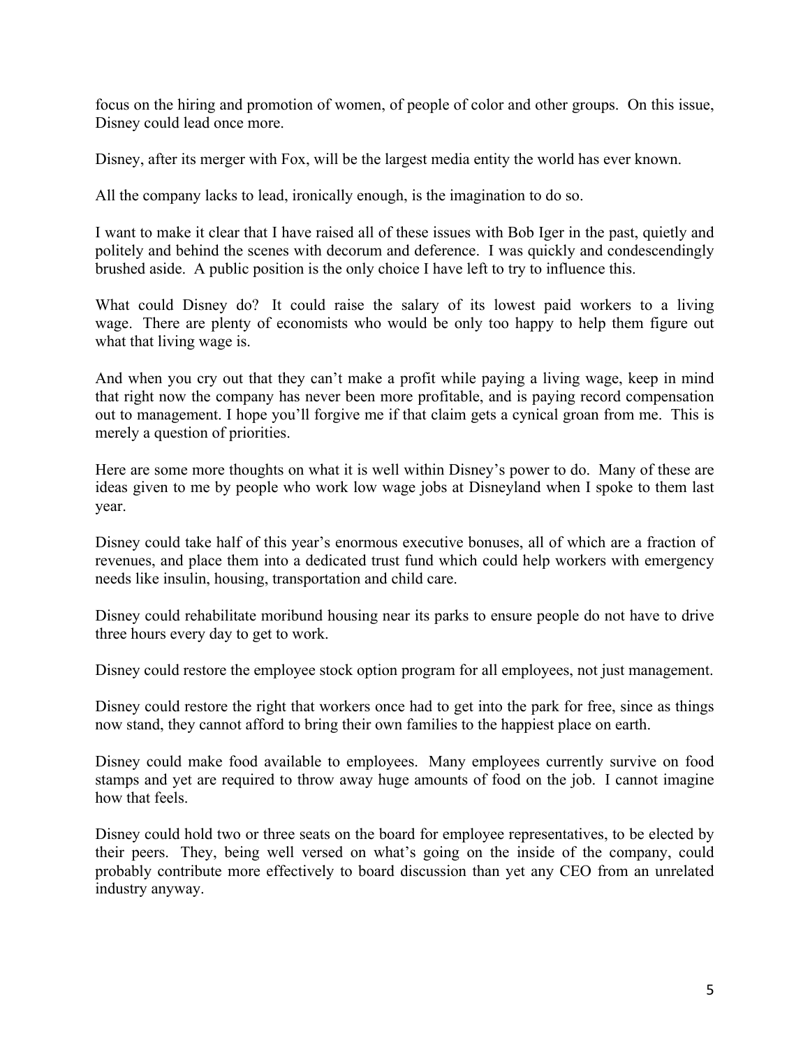focus on the hiring and promotion of women, of people of color and other groups. On this issue, Disney could lead once more.

Disney, after its merger with Fox, will be the largest media entity the world has ever known.

All the company lacks to lead, ironically enough, is the imagination to do so.

I want to make it clear that I have raised all of these issues with Bob Iger in the past, quietly and politely and behind the scenes with decorum and deference. I was quickly and condescendingly brushed aside. A public position is the only choice I have left to try to influence this.

What could Disney do? It could raise the salary of its lowest paid workers to a living wage. There are plenty of economists who would be only too happy to help them figure out what that living wage is.

And when you cry out that they can't make a profit while paying a living wage, keep in mind that right now the company has never been more profitable, and is paying record compensation out to management. I hope you'll forgive me if that claim gets a cynical groan from me. This is merely a question of priorities.

Here are some more thoughts on what it is well within Disney's power to do. Many of these are ideas given to me by people who work low wage jobs at Disneyland when I spoke to them last year.

Disney could take half of this year's enormous executive bonuses, all of which are a fraction of revenues, and place them into a dedicated trust fund which could help workers with emergency needs like insulin, housing, transportation and child care.

Disney could rehabilitate moribund housing near its parks to ensure people do not have to drive three hours every day to get to work.

Disney could restore the employee stock option program for all employees, not just management.

Disney could restore the right that workers once had to get into the park for free, since as things now stand, they cannot afford to bring their own families to the happiest place on earth.

Disney could make food available to employees. Many employees currently survive on food stamps and yet are required to throw away huge amounts of food on the job. I cannot imagine how that feels.

Disney could hold two or three seats on the board for employee representatives, to be elected by their peers. They, being well versed on what's going on the inside of the company, could probably contribute more effectively to board discussion than yet any CEO from an unrelated industry anyway.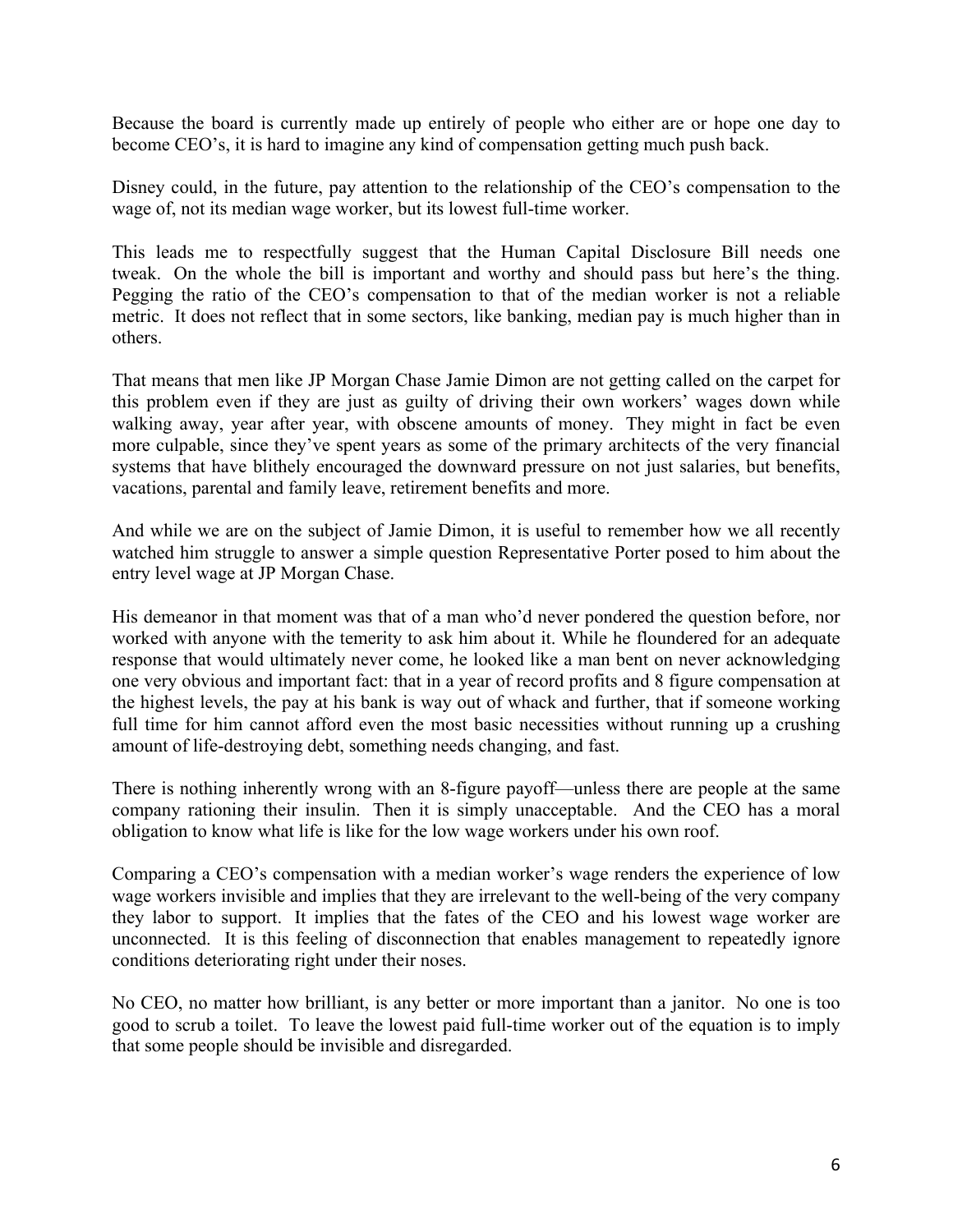Because the board is currently made up entirely of people who either are or hope one day to become CEO's, it is hard to imagine any kind of compensation getting much push back.

Disney could, in the future, pay attention to the relationship of the CEO's compensation to the wage of, not its median wage worker, but its lowest full-time worker.

This leads me to respectfully suggest that the Human Capital Disclosure Bill needs one tweak. On the whole the bill is important and worthy and should pass but here's the thing. Pegging the ratio of the CEO's compensation to that of the median worker is not a reliable metric. It does not reflect that in some sectors, like banking, median pay is much higher than in others.

That means that men like JP Morgan Chase Jamie Dimon are not getting called on the carpet for this problem even if they are just as guilty of driving their own workers' wages down while walking away, year after year, with obscene amounts of money. They might in fact be even more culpable, since they've spent years as some of the primary architects of the very financial systems that have blithely encouraged the downward pressure on not just salaries, but benefits, vacations, parental and family leave, retirement benefits and more.

And while we are on the subject of Jamie Dimon, it is useful to remember how we all recently watched him struggle to answer a simple question Representative Porter posed to him about the entry level wage at JP Morgan Chase.

His demeanor in that moment was that of a man who'd never pondered the question before, nor worked with anyone with the temerity to ask him about it. While he floundered for an adequate response that would ultimately never come, he looked like a man bent on never acknowledging one very obvious and important fact: that in a year of record profits and 8 figure compensation at the highest levels, the pay at his bank is way out of whack and further, that if someone working full time for him cannot afford even the most basic necessities without running up a crushing amount of life-destroying debt, something needs changing, and fast.

There is nothing inherently wrong with an 8-figure payoff—unless there are people at the same company rationing their insulin. Then it is simply unacceptable. And the CEO has a moral obligation to know what life is like for the low wage workers under his own roof.

Comparing a CEO's compensation with a median worker's wage renders the experience of low wage workers invisible and implies that they are irrelevant to the well-being of the very company they labor to support. It implies that the fates of the CEO and his lowest wage worker are unconnected. It is this feeling of disconnection that enables management to repeatedly ignore conditions deteriorating right under their noses.

No CEO, no matter how brilliant, is any better or more important than a janitor. No one is too good to scrub a toilet. To leave the lowest paid full-time worker out of the equation is to imply that some people should be invisible and disregarded.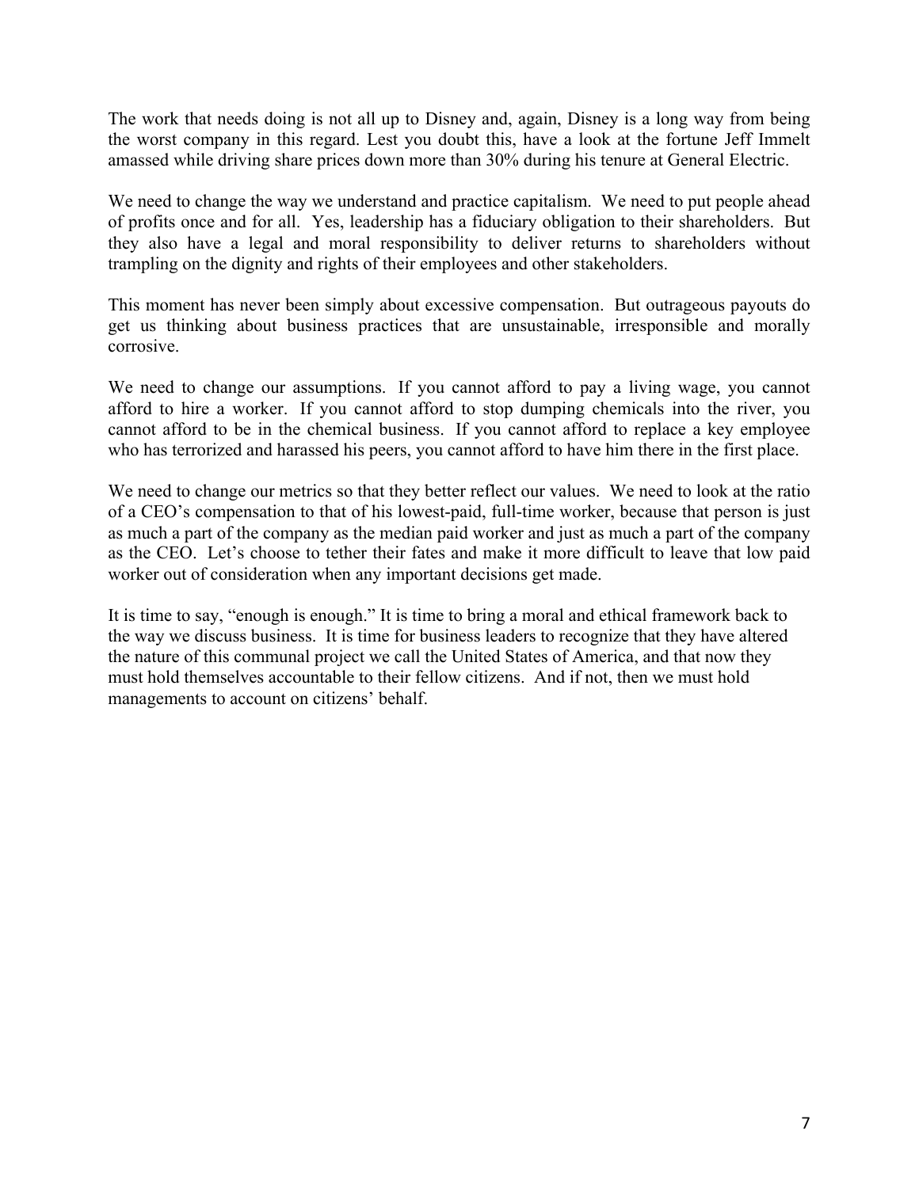The work that needs doing is not all up to Disney and, again, Disney is a long way from being the worst company in this regard. Lest you doubt this, have a look at the fortune Jeff Immelt amassed while driving share prices down more than 30% during his tenure at General Electric.

We need to change the way we understand and practice capitalism. We need to put people ahead of profits once and for all. Yes, leadership has a fiduciary obligation to their shareholders. But they also have a legal and moral responsibility to deliver returns to shareholders without trampling on the dignity and rights of their employees and other stakeholders.

This moment has never been simply about excessive compensation. But outrageous payouts do get us thinking about business practices that are unsustainable, irresponsible and morally corrosive.

We need to change our assumptions. If you cannot afford to pay a living wage, you cannot afford to hire a worker. If you cannot afford to stop dumping chemicals into the river, you cannot afford to be in the chemical business. If you cannot afford to replace a key employee who has terrorized and harassed his peers, you cannot afford to have him there in the first place.

We need to change our metrics so that they better reflect our values. We need to look at the ratio of a CEO's compensation to that of his lowest-paid, full-time worker, because that person is just as much a part of the company as the median paid worker and just as much a part of the company as the CEO. Let's choose to tether their fates and make it more difficult to leave that low paid worker out of consideration when any important decisions get made.

It is time to say, "enough is enough." It is time to bring a moral and ethical framework back to the way we discuss business. It is time for business leaders to recognize that they have altered the nature of this communal project we call the United States of America, and that now they must hold themselves accountable to their fellow citizens. And if not, then we must hold managements to account on citizens' behalf.